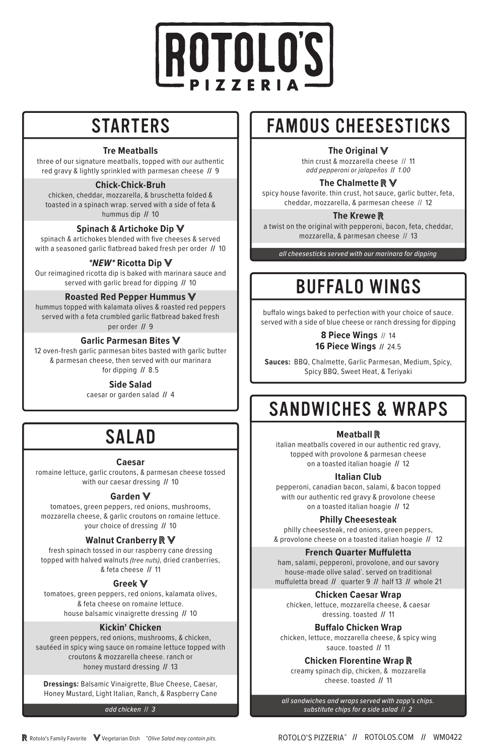# ROTOLO'S PIZZERIA

## STARTERS

**Tre Meatballs**
three of our signature meatballs, topped with our authentic red gravy & lightly sprinkled with parmesan cheese // 9

**Chick-Chick-Bruh**
chicken, cheddar, mozzarella, & bruschetta folded & toasted in a spinach wrap. served with a side of feta & hummus dip // 10

**Spinach & Artichoke Dip** V
spinach & artichokes blended with five cheeses & served with a seasoned garlic flatbread baked fresh per order // 10

***NEW* Ricotta Dip** V
Our reimagined ricotta dip is baked with marinara sauce and served with garlic bread for dipping // 10

**Roasted Red Pepper Hummus** V
hummus topped with kalamata olives & roasted red peppers served with a feta crumbled garlic flatbread baked fresh per order // 9

**Garlic Parmesan Bites** V
12 oven-fresh garlic parmesan bites basted with garlic butter & parmesan cheese, then served with our marinara for dipping // 8.5

**Side Salad**
caesar or garden salad // 4

## SALAD

**Caesar**
romaine lettuce, garlic croutons, & parmesan cheese tossed with our caesar dressing // 10

**Garden** V
tomatoes, green peppers, red onions, mushrooms, mozzarella cheese, & garlic croutons on romaine lettuce. your choice of dressing // 10

**Walnut Cranberry** R V
fresh spinach tossed in our raspberry cane dressing topped with halved walnuts *(tree nuts)*, dried cranberries, & feta cheese // 11

**Greek** V
tomatoes, green peppers, red onions, kalamata olives, & feta cheese on romaine lettuce. house balsamic vinaigrette dressing // 10

**Kickin' Chicken**
green peppers, red onions, mushrooms, & chicken, sautéed in spicy wing sauce on romaine lettuce topped with croutons & mozzarella cheese. ranch or honey mustard dressing // 13

**Dressings:** Balsamic Vinaigrette, Blue Cheese, Caesar, Honey Mustard, Light Italian, Ranch, & Raspberry Cane

*add chicken // 3*

## FAMOUS CHEESESTICKS

**The Original** V
thin crust & mozzarella cheese // 11
*add pepperoni or jalapeños // 1.00*

**The Chalmette** R V
spicy house favorite. thin crust, hot sauce, garlic butter, feta, cheddar, mozzarella, & parmesan cheese // 12

**The Krewe** R
a twist on the original with pepperoni, bacon, feta, cheddar, mozzarella, & parmesan cheese // 13

*all cheesesticks served with our marinara for dipping*

## BUFFALO WINGS

buffalo wings baked to perfection with your choice of sauce. served with a side of blue cheese or ranch dressing for dipping

**8 Piece Wings** // 14
**16 Piece Wings** // 24.5

**Sauces:** BBQ, Chalmette, Garlic Parmesan, Medium, Spicy, Spicy BBQ, Sweet Heat, & Teriyaki

## SANDWICHES & WRAPS

**Meatball** R
italian meatballs covered in our authentic red gravy, topped with provolone & parmesan cheese on a toasted italian hoagie // 12

**Italian Club**
pepperoni, canadian bacon, salami, & bacon topped with our authentic red gravy & provolone cheese on a toasted italian hoagie // 12

**Philly Cheesesteak**
philly cheesesteak, red onions, green peppers, & provolone cheese on a toasted italian hoagie // 12

**French Quarter Muffuletta**
ham, salami, pepperoni, provolone, and our savory house-made olive salad*. served on traditional muffuletta bread // quarter 9 // half 13 // whole 21

**Chicken Caesar Wrap**
chicken, lettuce, mozzarella cheese, & caesar dressing. toasted // 11

**Buffalo Chicken Wrap**
chicken, lettuce, mozzarella cheese, & spicy wing sauce. toasted // 11

**Chicken Florentine Wrap** R
creamy spinach dip, chicken, & mozzarella cheese. toasted // 11

*all sandwiches and wraps served with zapp's chips. substitute chips for a side salad // 2*

R Rotolo's Family Favorite V Vegetarian Dish *\*Olive Salad may contain pits.*

ROTOLO'S PIZZERIA® // ROTOLOS.COM // WM0422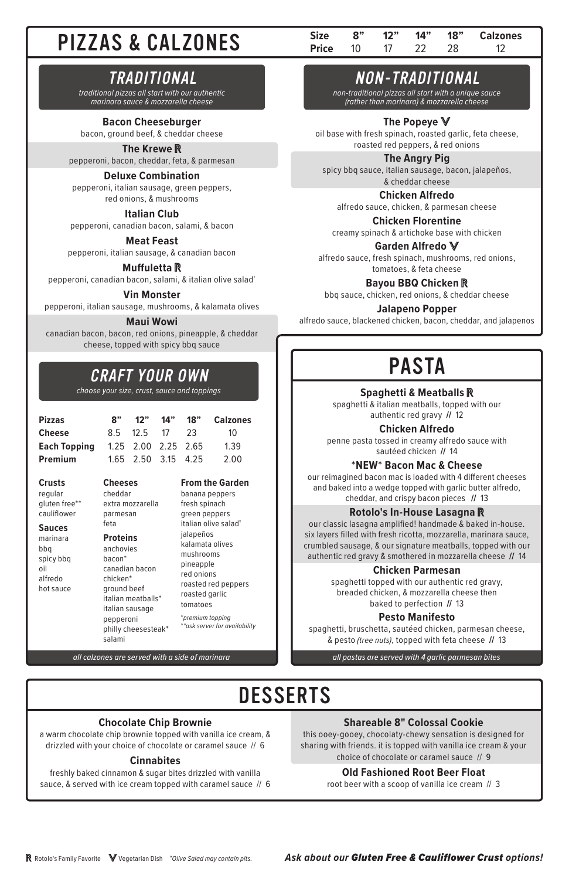# PIZZAS & CALZONES

| Size | 8" | 12" | 14" | 18" | Calzones |
|---|---|---|---|---|---|
| Price | 10 | 17 | 22 | 28 | 12 |

## TRADITIONAL

*traditional pizzas all start with our authentic marinara sauce & mozzarella cheese*

**Bacon Cheeseburger**
bacon, ground beef, & cheddar cheese

**The Krewe ℝ**
pepperoni, bacon, cheddar, feta, & parmesan

**Deluxe Combination**
pepperoni, italian sausage, green peppers, red onions, & mushrooms

**Italian Club**
pepperoni, canadian bacon, salami, & bacon

**Meat Feast**
pepperoni, italian sausage, & canadian bacon

**Muffuletta ℝ**
pepperoni, canadian bacon, salami, & italian olive salad†

**Vin Monster**
pepperoni, italian sausage, mushrooms, & kalamata olives

**Maui Wowi**
canadian bacon, bacon, red onions, pineapple, & cheddar cheese, topped with spicy bbq sauce

## NON-TRADITIONAL

*non-traditional pizzas all start with a unique sauce (rather than marinara) & mozzarella cheese*

**The Popeye V**
oil base with fresh spinach, roasted garlic, feta cheese, roasted red peppers, & red onions

**The Angry Pig**
spicy bbq sauce, italian sausage, bacon, jalapeños, & cheddar cheese

**Chicken Alfredo**
alfredo sauce, chicken, & parmesan cheese

**Chicken Florentine**
creamy spinach & artichoke base with chicken

**Garden Alfredo V**
alfredo sauce, fresh spinach, mushrooms, red onions, tomatoes, & feta cheese

**Bayou BBQ Chicken ℝ**
bbq sauce, chicken, red onions, & cheddar cheese

**Jalapeno Popper**
alfredo sauce, blackened chicken, bacon, cheddar, and jalapenos

## CRAFT YOUR OWN

*choose your size, crust, sauce and toppings*

| Pizzas | 8" | 12" | 14" | 18" | Calzones |
|---|---|---|---|---|---|
| Cheese | 8.5 | 12.5 | 17 | 23 | 10 |
| Each Topping | 1.25 | 2.00 | 2.25 | 2.65 | 1.39 |
| Premium | 1.65 | 2.50 | 3.15 | 4.25 | 2.00 |

**Crusts**
regular
gluten free**
cauliflower

**Sauces**
marinara
bbq
spicy bbq
oil
alfredo
hot sauce

**Cheeses**
cheddar
extra mozzarella
parmesan
feta

**Proteins**
anchovies
bacon*
canadian bacon
chicken*
ground beef
italian meatballs*
italian sausage
pepperoni
philly cheesesteak*
salami

**From the Garden**
banana peppers
fresh spinach
green peppers
italian olive salad†
jalapeños
kalamata olives
mushrooms
pineapple
red onions
roasted red peppers
roasted garlic
tomatoes

*\*premium topping*
*\*\*ask server for availability*

*all calzones are served with a side of marinara*

# PASTA

**Spaghetti & Meatballs ℝ**
spaghetti & italian meatballs, topped with our authentic red gravy // 12

**Chicken Alfredo**
penne pasta tossed in creamy alfredo sauce with sautéed chicken // 14

**\*NEW\* Bacon Mac & Cheese**
our reimagined bacon mac is loaded with 4 different cheeses and baked into a wedge topped with garlic butter alfredo, cheddar, and crispy bacon pieces // 13

**Rotolo's In-House Lasagna ℝ**
our classic lasagna amplified! handmade & baked in-house. six layers filled with fresh ricotta, mozzarella, marinara sauce, crumbled sausage, & our signature meatballs, topped with our authentic red gravy & smothered in mozzarella cheese // 14

**Chicken Parmesan**
spaghetti topped with our authentic red gravy, breaded chicken, & mozzarella cheese then baked to perfection // 13

**Pesto Manifesto**
spaghetti, bruschetta, sautéed chicken, parmesan cheese, & pesto *(tree nuts)*, topped with feta cheese // 13

*all pastas are served with 4 garlic parmesan bites*

# DESSERTS

**Chocolate Chip Brownie**
a warm chocolate chip brownie topped with vanilla ice cream, & drizzled with your choice of chocolate or caramel sauce // 6

**Cinnabites**
freshly baked cinnamon & sugar bites drizzled with vanilla sauce, & served with ice cream topped with caramel sauce // 6

**Shareable 8" Colossal Cookie**
this ooey-gooey, chocolaty-chewy sensation is designed for sharing with friends. it is topped with vanilla ice cream & your choice of chocolate or caramel sauce // 9

**Old Fashioned Root Beer Float**
root beer with a scoop of vanilla ice cream // 3

ℝ Rotolo's Family Favorite  V Vegetarian Dish  *†Olive Salad may contain pits.*

***Ask about our Gluten Free & Cauliflower Crust options!***